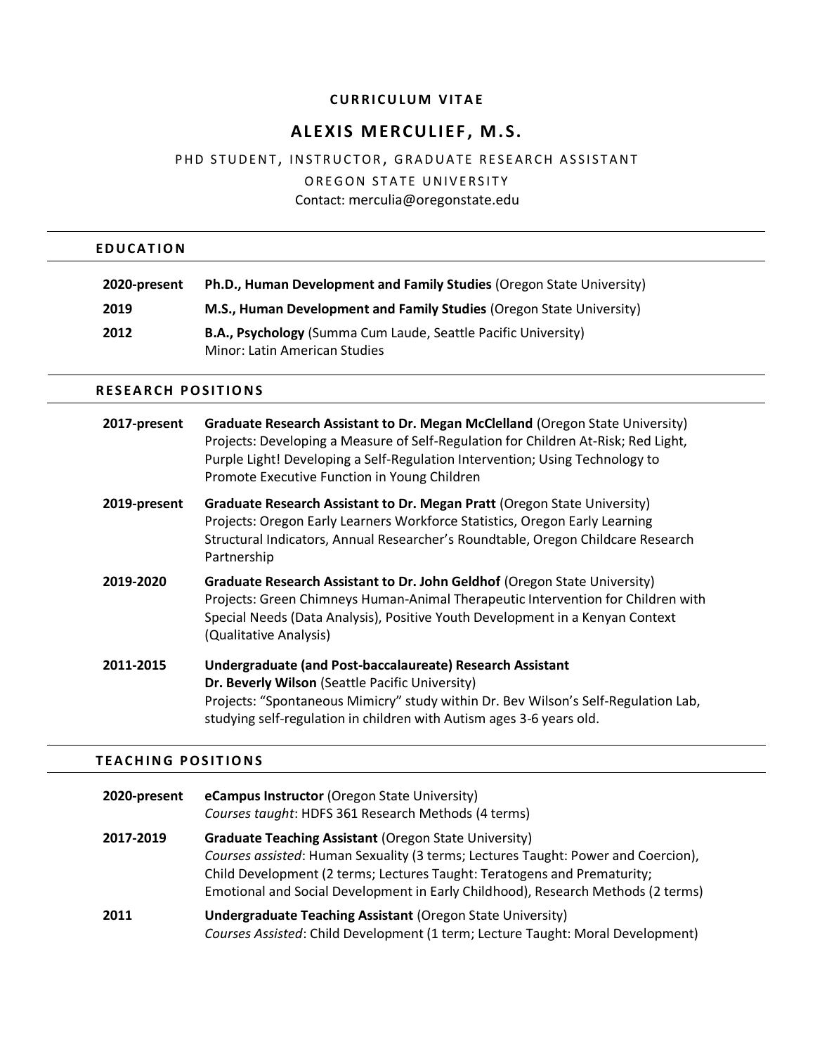**CURRICULUM VITAE**

# ALEXIS MERCULIEF, M.S.

PHD STUDENT, INSTRUCTOR, GRADUATE RESEARCH ASSISTANT

OREGON STATE UNIVERSITY

Contact: merculia@oregonstate.edu

## EDUCATION

**2020-present** — **Ph.D., Human Development and Family Studies** (Oregon State University)

**2019** — **M.S., Human Development and Family Studies** (Oregon State University)

**2012** — **B.A., Psychology** (Summa Cum Laude, Seattle Pacific University)
Minor: Latin American Studies

## RESEARCH POSITIONS

**2017-present** — **Graduate Research Assistant to Dr. Megan McClelland** (Oregon State University)
Projects: Developing a Measure of Self-Regulation for Children At-Risk; Red Light, Purple Light! Developing a Self-Regulation Intervention; Using Technology to Promote Executive Function in Young Children

**2019-present** — **Graduate Research Assistant to Dr. Megan Pratt** (Oregon State University)
Projects: Oregon Early Learners Workforce Statistics, Oregon Early Learning Structural Indicators, Annual Researcher's Roundtable, Oregon Childcare Research Partnership

**2019-2020** — **Graduate Research Assistant to Dr. John Geldhof** (Oregon State University)
Projects: Green Chimneys Human-Animal Therapeutic Intervention for Children with Special Needs (Data Analysis), Positive Youth Development in a Kenyan Context (Qualitative Analysis)

**2011-2015** — **Undergraduate (and Post-baccalaureate) Research Assistant**
**Dr. Beverly Wilson** (Seattle Pacific University)
Projects: "Spontaneous Mimicry" study within Dr. Bev Wilson's Self-Regulation Lab, studying self-regulation in children with Autism ages 3-6 years old.

## TEACHING POSITIONS

**2020-present** — **eCampus Instructor** (Oregon State University)
*Courses taught*: HDFS 361 Research Methods (4 terms)

**2017-2019** — **Graduate Teaching Assistant** (Oregon State University)
*Courses assisted*: Human Sexuality (3 terms; Lectures Taught: Power and Coercion), Child Development (2 terms; Lectures Taught: Teratogens and Prematurity; Emotional and Social Development in Early Childhood), Research Methods (2 terms)

**2011** — **Undergraduate Teaching Assistant** (Oregon State University)
*Courses Assisted*: Child Development (1 term; Lecture Taught: Moral Development)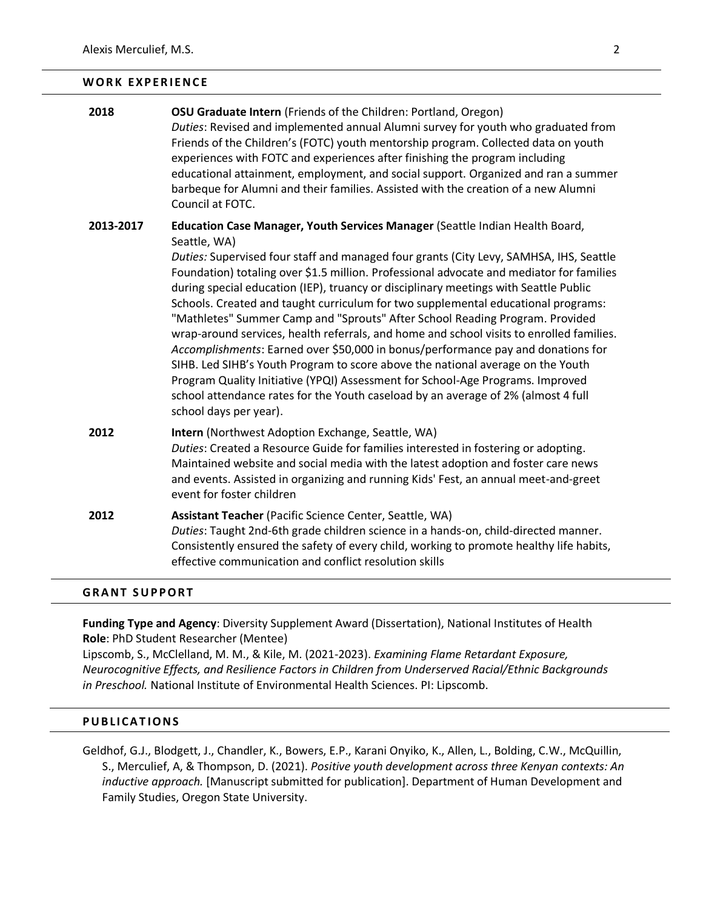## WORK EXPERIENCE

**2018** — **OSU Graduate Intern** (Friends of the Children: Portland, Oregon)
*Duties*: Revised and implemented annual Alumni survey for youth who graduated from Friends of the Children's (FOTC) youth mentorship program. Collected data on youth experiences with FOTC and experiences after finishing the program including educational attainment, employment, and social support. Organized and ran a summer barbeque for Alumni and their families. Assisted with the creation of a new Alumni Council at FOTC.

**2013-2017** — **Education Case Manager, Youth Services Manager** (Seattle Indian Health Board, Seattle, WA)
*Duties:* Supervised four staff and managed four grants (City Levy, SAMHSA, IHS, Seattle Foundation) totaling over $1.5 million. Professional advocate and mediator for families during special education (IEP), truancy or disciplinary meetings with Seattle Public Schools. Created and taught curriculum for two supplemental educational programs: "Mathletes" Summer Camp and "Sprouts" After School Reading Program. Provided wrap-around services, health referrals, and home and school visits to enrolled families.
*Accomplishments*: Earned over $50,000 in bonus/performance pay and donations for SIHB. Led SIHB's Youth Program to score above the national average on the Youth Program Quality Initiative (YPQI) Assessment for School-Age Programs. Improved school attendance rates for the Youth caseload by an average of 2% (almost 4 full school days per year).

**2012** — **Intern** (Northwest Adoption Exchange, Seattle, WA)
*Duties*: Created a Resource Guide for families interested in fostering or adopting. Maintained website and social media with the latest adoption and foster care news and events. Assisted in organizing and running Kids' Fest, an annual meet-and-greet event for foster children

**2012** — **Assistant Teacher** (Pacific Science Center, Seattle, WA)
*Duties*: Taught 2nd-6th grade children science in a hands-on, child-directed manner. Consistently ensured the safety of every child, working to promote healthy life habits, effective communication and conflict resolution skills

## GRANT SUPPORT

**Funding Type and Agency**: Diversity Supplement Award (Dissertation), National Institutes of Health
**Role**: PhD Student Researcher (Mentee)
Lipscomb, S., McClelland, M. M., & Kile, M. (2021-2023). *Examining Flame Retardant Exposure, Neurocognitive Effects, and Resilience Factors in Children from Underserved Racial/Ethnic Backgrounds in Preschool.* National Institute of Environmental Health Sciences. PI: Lipscomb.

## PUBLICATIONS

Geldhof, G.J., Blodgett, J., Chandler, K., Bowers, E.P., Karani Onyiko, K., Allen, L., Bolding, C.W., McQuillin, S., Merculief, A, & Thompson, D. (2021). *Positive youth development across three Kenyan contexts: An inductive approach.* [Manuscript submitted for publication]. Department of Human Development and Family Studies, Oregon State University.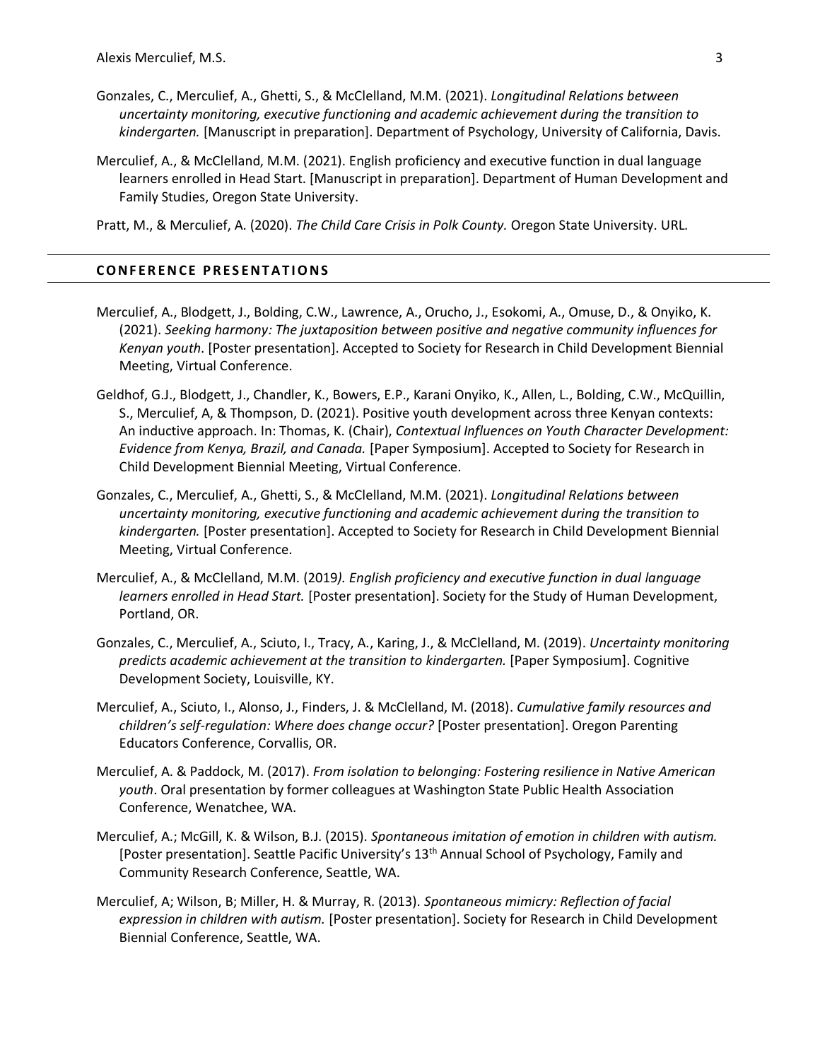Gonzales, C., Merculief, A., Ghetti, S., & McClelland, M.M. (2021). *Longitudinal Relations between uncertainty monitoring, executive functioning and academic achievement during the transition to kindergarten.* [Manuscript in preparation]. Department of Psychology, University of California, Davis.

Merculief, A., & McClelland, M.M. (2021). English proficiency and executive function in dual language learners enrolled in Head Start. [Manuscript in preparation]. Department of Human Development and Family Studies, Oregon State University.

Pratt, M., & Merculief, A. (2020). *The Child Care Crisis in Polk County.* Oregon State University. URL.

## CONFERENCE PRESENTATIONS

Merculief, A., Blodgett, J., Bolding, C.W., Lawrence, A., Orucho, J., Esokomi, A., Omuse, D., & Onyiko, K. (2021). *Seeking harmony: The juxtaposition between positive and negative community influences for Kenyan youth*. [Poster presentation]. Accepted to Society for Research in Child Development Biennial Meeting, Virtual Conference.

Geldhof, G.J., Blodgett, J., Chandler, K., Bowers, E.P., Karani Onyiko, K., Allen, L., Bolding, C.W., McQuillin, S., Merculief, A, & Thompson, D. (2021). Positive youth development across three Kenyan contexts: An inductive approach. In: Thomas, K. (Chair), *Contextual Influences on Youth Character Development: Evidence from Kenya, Brazil, and Canada.* [Paper Symposium]. Accepted to Society for Research in Child Development Biennial Meeting, Virtual Conference.

Gonzales, C., Merculief, A., Ghetti, S., & McClelland, M.M. (2021). *Longitudinal Relations between uncertainty monitoring, executive functioning and academic achievement during the transition to kindergarten.* [Poster presentation]. Accepted to Society for Research in Child Development Biennial Meeting, Virtual Conference.

Merculief, A., & McClelland, M.M. (2019*). English proficiency and executive function in dual language learners enrolled in Head Start.* [Poster presentation]. Society for the Study of Human Development, Portland, OR.

Gonzales, C., Merculief, A., Sciuto, I., Tracy, A., Karing, J., & McClelland, M. (2019). *Uncertainty monitoring predicts academic achievement at the transition to kindergarten.* [Paper Symposium]. Cognitive Development Society, Louisville, KY.

Merculief, A., Sciuto, I., Alonso, J., Finders, J. & McClelland, M. (2018). *Cumulative family resources and children's self-regulation: Where does change occur?* [Poster presentation]. Oregon Parenting Educators Conference, Corvallis, OR.

Merculief, A. & Paddock, M. (2017). *From isolation to belonging: Fostering resilience in Native American youth*. Oral presentation by former colleagues at Washington State Public Health Association Conference, Wenatchee, WA.

Merculief, A.; McGill, K. & Wilson, B.J. (2015). *Spontaneous imitation of emotion in children with autism.* [Poster presentation]. Seattle Pacific University's 13th Annual School of Psychology, Family and Community Research Conference, Seattle, WA.

Merculief, A; Wilson, B; Miller, H. & Murray, R. (2013). *Spontaneous mimicry: Reflection of facial expression in children with autism.* [Poster presentation]. Society for Research in Child Development Biennial Conference, Seattle, WA.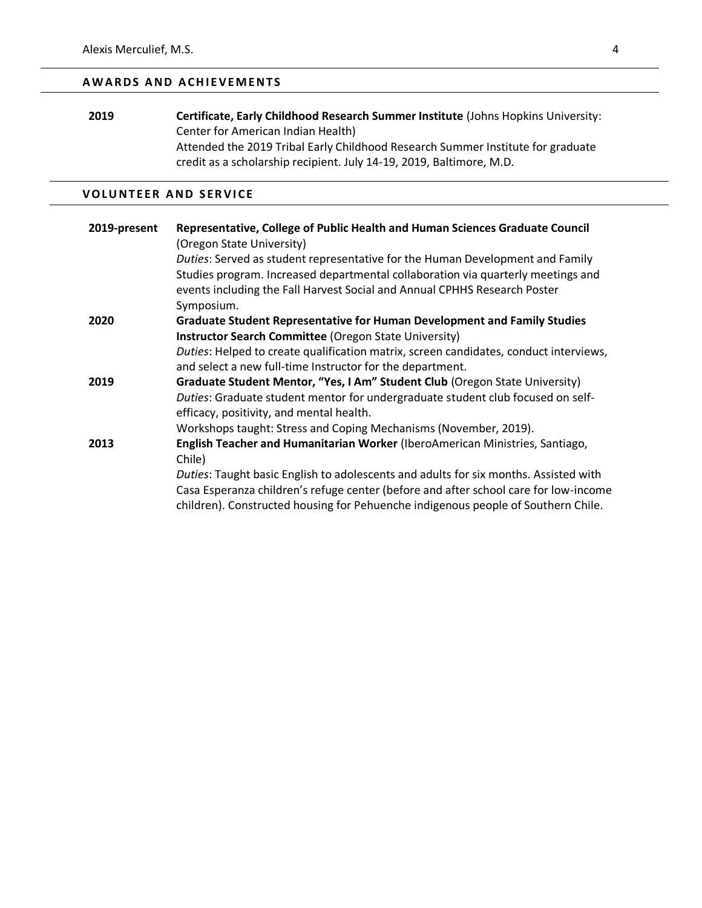## AWARDS AND ACHIEVEMENTS

**2019** — **Certificate, Early Childhood Research Summer Institute** (Johns Hopkins University: Center for American Indian Health)
Attended the 2019 Tribal Early Childhood Research Summer Institute for graduate credit as a scholarship recipient. July 14-19, 2019, Baltimore, M.D.

## VOLUNTEER AND SERVICE

**2019-present** — **Representative, College of Public Health and Human Sciences Graduate Council** (Oregon State University)
*Duties*: Served as student representative for the Human Development and Family Studies program. Increased departmental collaboration via quarterly meetings and events including the Fall Harvest Social and Annual CPHHS Research Poster Symposium.

**2020** — **Graduate Student Representative for Human Development and Family Studies Instructor Search Committee** (Oregon State University)
*Duties*: Helped to create qualification matrix, screen candidates, conduct interviews, and select a new full-time Instructor for the department.

**2019** — **Graduate Student Mentor, "Yes, I Am" Student Club** (Oregon State University)
*Duties*: Graduate student mentor for undergraduate student club focused on self-efficacy, positivity, and mental health.
Workshops taught: Stress and Coping Mechanisms (November, 2019).

**2013** — **English Teacher and Humanitarian Worker** (IberoAmerican Ministries, Santiago, Chile)
*Duties*: Taught basic English to adolescents and adults for six months. Assisted with Casa Esperanza children's refuge center (before and after school care for low-income children). Constructed housing for Pehuenche indigenous people of Southern Chile.